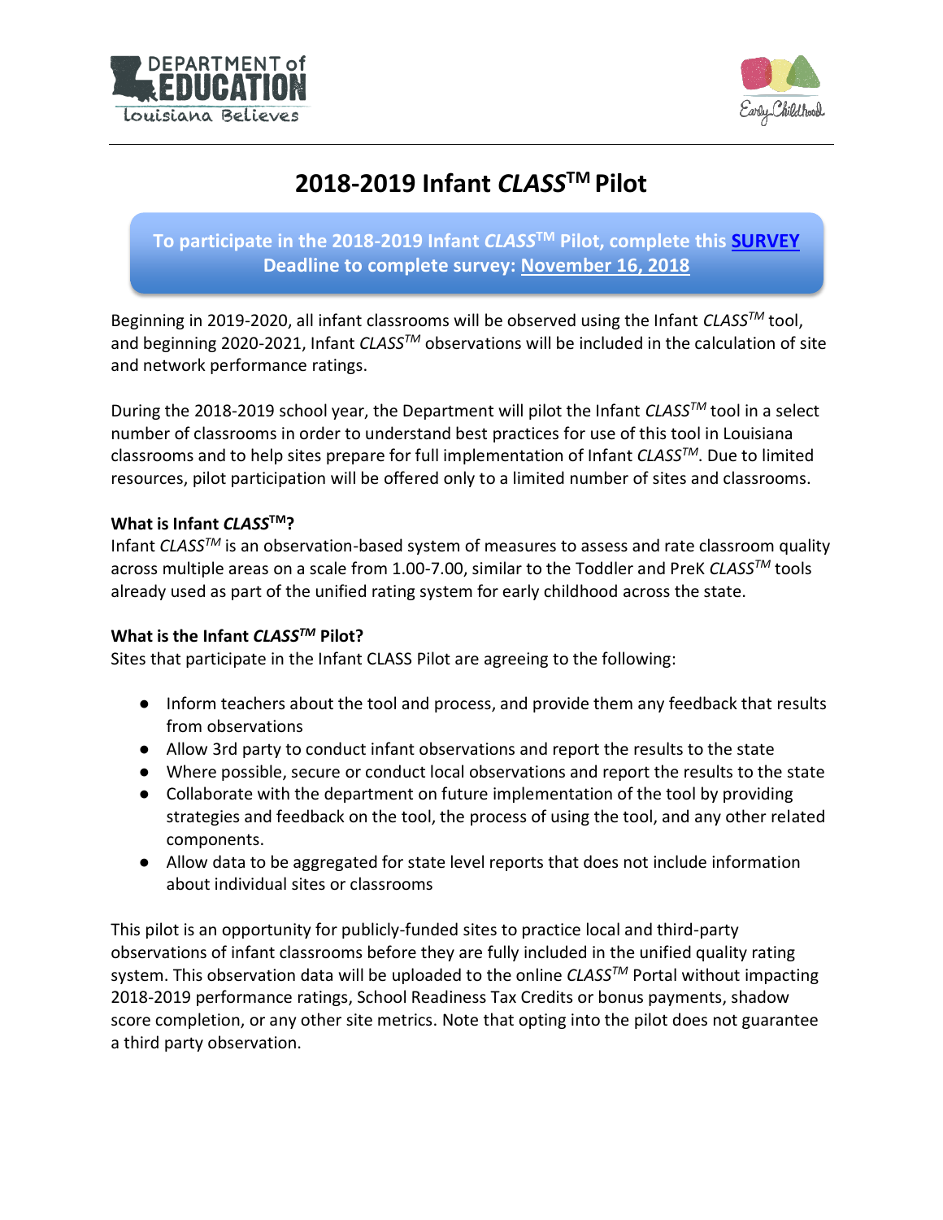# 2018-2019 Infant *CLASS*™ Pilot

**To participate in the 2018-2019 Infant *CLASS*™ Pilot, complete this SURVEY**
**Deadline to complete survey: November 16, 2018**

Beginning in 2019-2020, all infant classrooms will be observed using the Infant *CLASS™* tool, and beginning 2020-2021, Infant *CLASS™* observations will be included in the calculation of site and network performance ratings.

During the 2018-2019 school year, the Department will pilot the Infant *CLASS™* tool in a select number of classrooms in order to understand best practices for use of this tool in Louisiana classrooms and to help sites prepare for full implementation of Infant *CLASS™*. Due to limited resources, pilot participation will be offered only to a limited number of sites and classrooms.

**What is Infant *CLASS*™?**
Infant *CLASS™* is an observation-based system of measures to assess and rate classroom quality across multiple areas on a scale from 1.00-7.00, similar to the Toddler and PreK *CLASS™* tools already used as part of the unified rating system for early childhood across the state.

**What is the Infant *CLASS™* Pilot?**
Sites that participate in the Infant CLASS Pilot are agreeing to the following:

- Inform teachers about the tool and process, and provide them any feedback that results from observations
- Allow 3rd party to conduct infant observations and report the results to the state
- Where possible, secure or conduct local observations and report the results to the state
- Collaborate with the department on future implementation of the tool by providing strategies and feedback on the tool, the process of using the tool, and any other related components.
- Allow data to be aggregated for state level reports that does not include information about individual sites or classrooms

This pilot is an opportunity for publicly-funded sites to practice local and third-party observations of infant classrooms before they are fully included in the unified quality rating system. This observation data will be uploaded to the online *CLASS™* Portal without impacting 2018-2019 performance ratings, School Readiness Tax Credits or bonus payments, shadow score completion, or any other site metrics. Note that opting into the pilot does not guarantee a third party observation.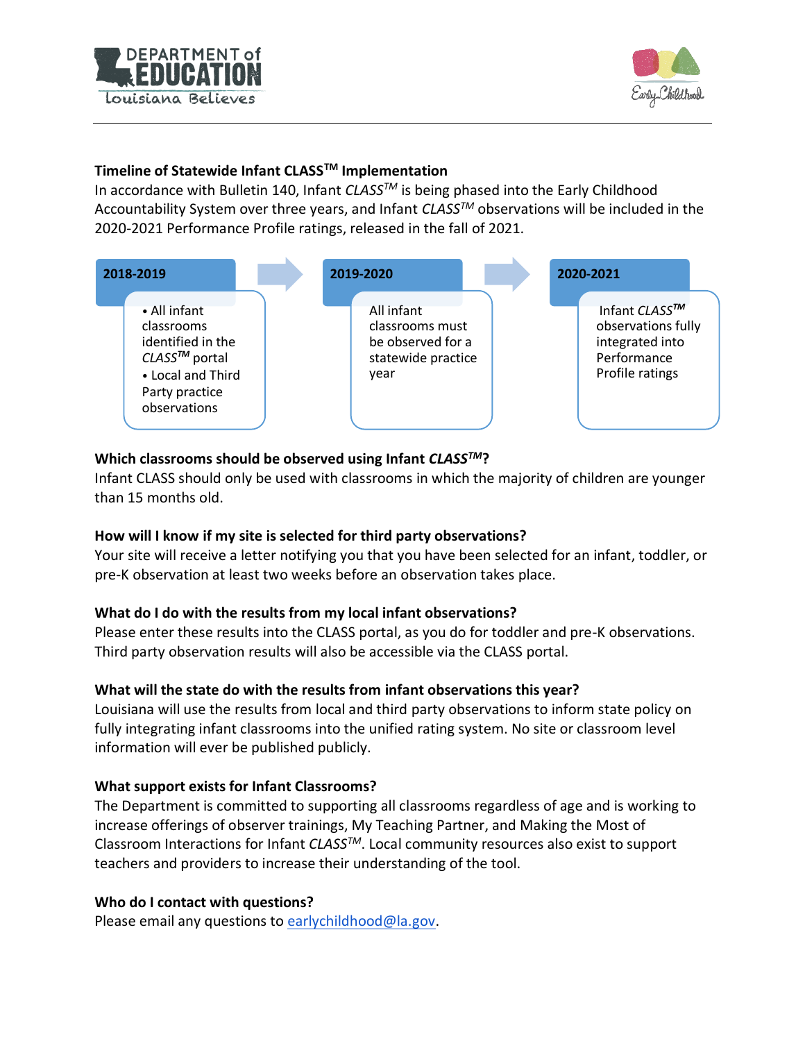### Timeline of Statewide Infant CLASS™ Implementation

In accordance with Bulletin 140, Infant *CLASS™* is being phased into the Early Childhood Accountability System over three years, and Infant *CLASS™* observations will be included in the 2020-2021 Performance Profile ratings, released in the fall of 2021.

**2018-2019**

- All infant classrooms identified in the *CLASS™* portal
- Local and Third Party practice observations

**2019-2020**

All infant classrooms must be observed for a statewide practice year

**2020-2021**

Infant *CLASS™* observations fully integrated into Performance Profile ratings

### Which classrooms should be observed using Infant *CLASS™*?

Infant CLASS should only be used with classrooms in which the majority of children are younger than 15 months old.

### How will I know if my site is selected for third party observations?

Your site will receive a letter notifying you that you have been selected for an infant, toddler, or pre-K observation at least two weeks before an observation takes place.

### What do I do with the results from my local infant observations?

Please enter these results into the CLASS portal, as you do for toddler and pre-K observations. Third party observation results will also be accessible via the CLASS portal.

### What will the state do with the results from infant observations this year?

Louisiana will use the results from local and third party observations to inform state policy on fully integrating infant classrooms into the unified rating system. No site or classroom level information will ever be published publicly.

### What support exists for Infant Classrooms?

The Department is committed to supporting all classrooms regardless of age and is working to increase offerings of observer trainings, My Teaching Partner, and Making the Most of Classroom Interactions for Infant *CLASS™*. Local community resources also exist to support teachers and providers to increase their understanding of the tool.

### Who do I contact with questions?

Please email any questions to earlychildhood@la.gov.